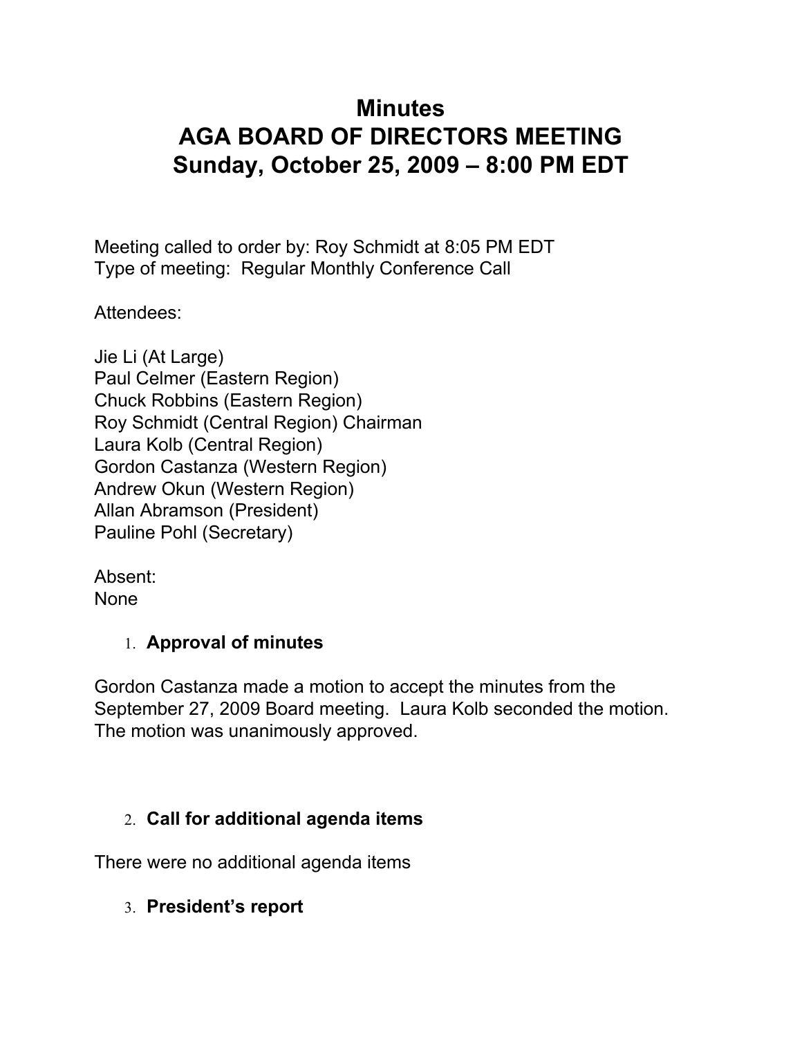# Minutes
# AGA BOARD OF DIRECTORS MEETING
# Sunday, October 25, 2009 – 8:00 PM EDT

Meeting called to order by: Roy Schmidt at 8:05 PM EDT
Type of meeting: Regular Monthly Conference Call

Attendees:

Jie Li (At Large)
Paul Celmer (Eastern Region)
Chuck Robbins (Eastern Region)
Roy Schmidt (Central Region) Chairman
Laura Kolb (Central Region)
Gordon Castanza (Western Region)
Andrew Okun (Western Region)
Allan Abramson (President)
Pauline Pohl (Secretary)

Absent:
None

1. **Approval of minutes**

Gordon Castanza made a motion to accept the minutes from the September 27, 2009 Board meeting. Laura Kolb seconded the motion. The motion was unanimously approved.

2. **Call for additional agenda items**

There were no additional agenda items

3. **President's report**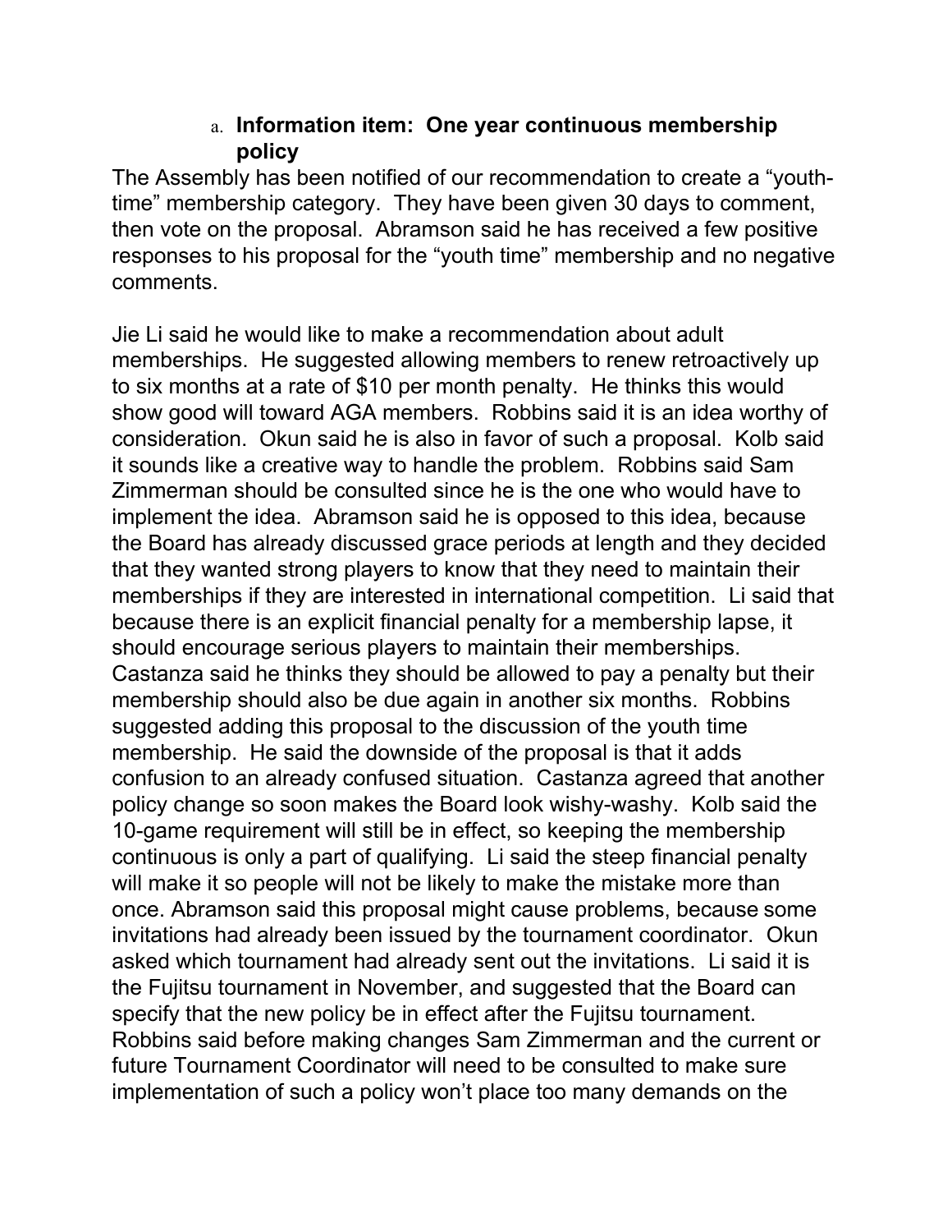a. **Information item: One year continuous membership policy**

The Assembly has been notified of our recommendation to create a "youth-time" membership category. They have been given 30 days to comment, then vote on the proposal. Abramson said he has received a few positive responses to his proposal for the "youth time" membership and no negative comments.

Jie Li said he would like to make a recommendation about adult memberships. He suggested allowing members to renew retroactively up to six months at a rate of $10 per month penalty. He thinks this would show good will toward AGA members. Robbins said it is an idea worthy of consideration. Okun said he is also in favor of such a proposal. Kolb said it sounds like a creative way to handle the problem. Robbins said Sam Zimmerman should be consulted since he is the one who would have to implement the idea. Abramson said he is opposed to this idea, because the Board has already discussed grace periods at length and they decided that they wanted strong players to know that they need to maintain their memberships if they are interested in international competition. Li said that because there is an explicit financial penalty for a membership lapse, it should encourage serious players to maintain their memberships. Castanza said he thinks they should be allowed to pay a penalty but their membership should also be due again in another six months. Robbins suggested adding this proposal to the discussion of the youth time membership. He said the downside of the proposal is that it adds confusion to an already confused situation. Castanza agreed that another policy change so soon makes the Board look wishy-washy. Kolb said the 10-game requirement will still be in effect, so keeping the membership continuous is only a part of qualifying. Li said the steep financial penalty will make it so people will not be likely to make the mistake more than once. Abramson said this proposal might cause problems, because some invitations had already been issued by the tournament coordinator. Okun asked which tournament had already sent out the invitations. Li said it is the Fujitsu tournament in November, and suggested that the Board can specify that the new policy be in effect after the Fujitsu tournament. Robbins said before making changes Sam Zimmerman and the current or future Tournament Coordinator will need to be consulted to make sure implementation of such a policy won't place too many demands on the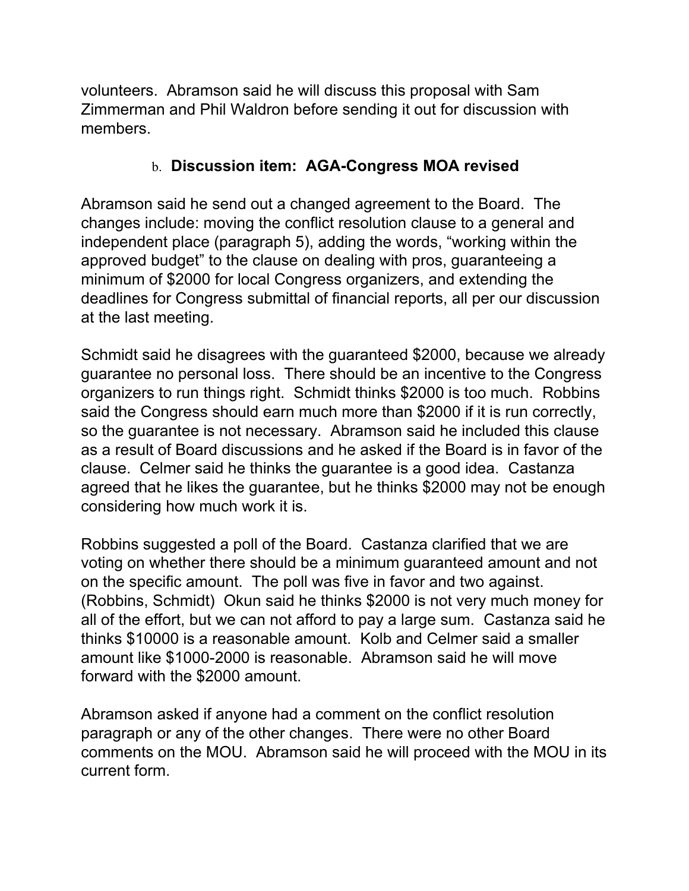volunteers. Abramson said he will discuss this proposal with Sam Zimmerman and Phil Waldron before sending it out for discussion with members.

b. **Discussion item: AGA-Congress MOA revised**

Abramson said he send out a changed agreement to the Board. The changes include: moving the conflict resolution clause to a general and independent place (paragraph 5), adding the words, "working within the approved budget" to the clause on dealing with pros, guaranteeing a minimum of $2000 for local Congress organizers, and extending the deadlines for Congress submittal of financial reports, all per our discussion at the last meeting.

Schmidt said he disagrees with the guaranteed $2000, because we already guarantee no personal loss. There should be an incentive to the Congress organizers to run things right. Schmidt thinks $2000 is too much. Robbins said the Congress should earn much more than $2000 if it is run correctly, so the guarantee is not necessary. Abramson said he included this clause as a result of Board discussions and he asked if the Board is in favor of the clause. Celmer said he thinks the guarantee is a good idea. Castanza agreed that he likes the guarantee, but he thinks $2000 may not be enough considering how much work it is.

Robbins suggested a poll of the Board. Castanza clarified that we are voting on whether there should be a minimum guaranteed amount and not on the specific amount. The poll was five in favor and two against. (Robbins, Schmidt) Okun said he thinks $2000 is not very much money for all of the effort, but we can not afford to pay a large sum. Castanza said he thinks $10000 is a reasonable amount. Kolb and Celmer said a smaller amount like $1000-2000 is reasonable. Abramson said he will move forward with the $2000 amount.

Abramson asked if anyone had a comment on the conflict resolution paragraph or any of the other changes. There were no other Board comments on the MOU. Abramson said he will proceed with the MOU in its current form.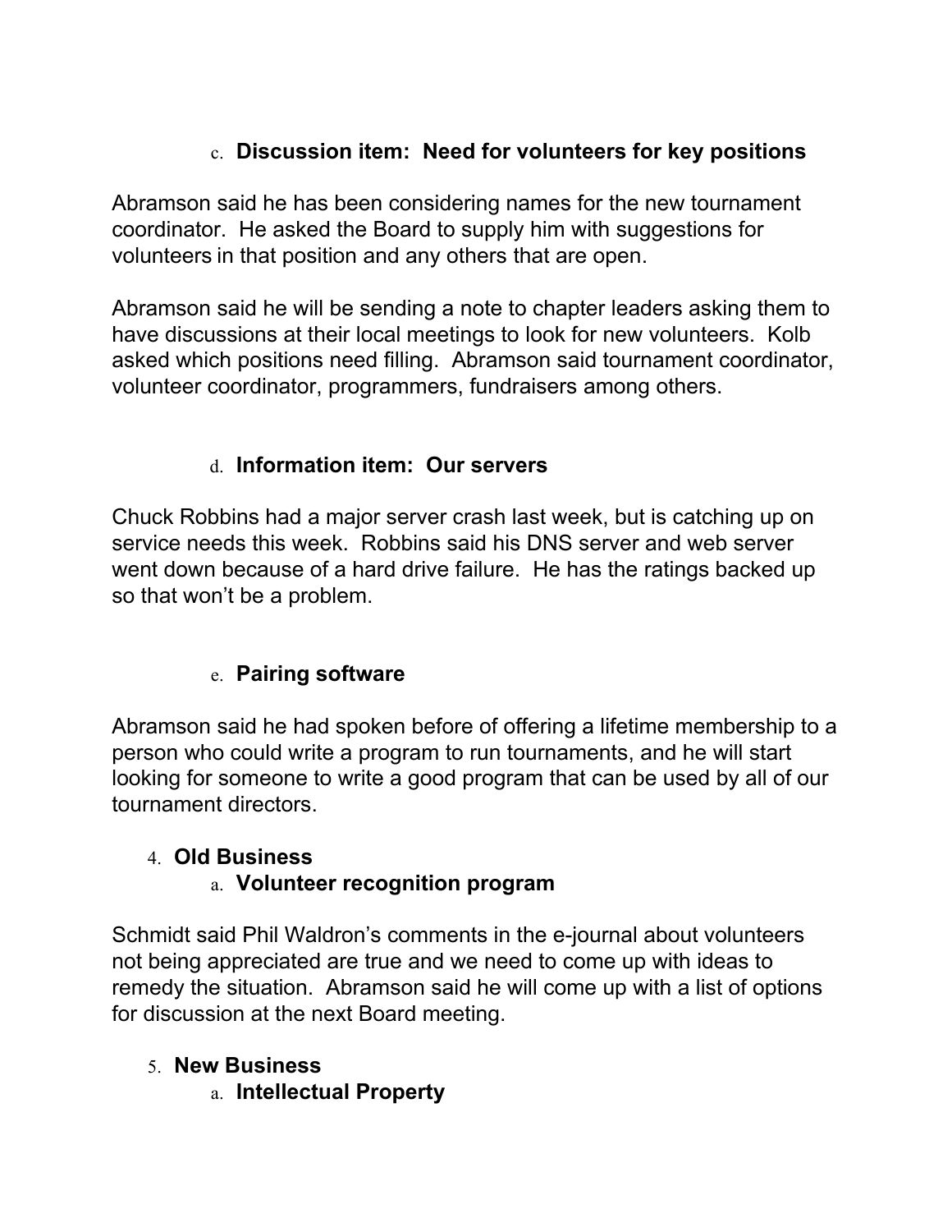c. **Discussion item: Need for volunteers for key positions**

Abramson said he has been considering names for the new tournament coordinator. He asked the Board to supply him with suggestions for volunteers in that position and any others that are open.

Abramson said he will be sending a note to chapter leaders asking them to have discussions at their local meetings to look for new volunteers. Kolb asked which positions need filling. Abramson said tournament coordinator, volunteer coordinator, programmers, fundraisers among others.

d. **Information item: Our servers**

Chuck Robbins had a major server crash last week, but is catching up on service needs this week. Robbins said his DNS server and web server went down because of a hard drive failure. He has the ratings backed up so that won't be a problem.

e. **Pairing software**

Abramson said he had spoken before of offering a lifetime membership to a person who could write a program to run tournaments, and he will start looking for someone to write a good program that can be used by all of our tournament directors.

4. **Old Business**
   a. **Volunteer recognition program**

Schmidt said Phil Waldron's comments in the e-journal about volunteers not being appreciated are true and we need to come up with ideas to remedy the situation. Abramson said he will come up with a list of options for discussion at the next Board meeting.

5. **New Business**
   a. **Intellectual Property**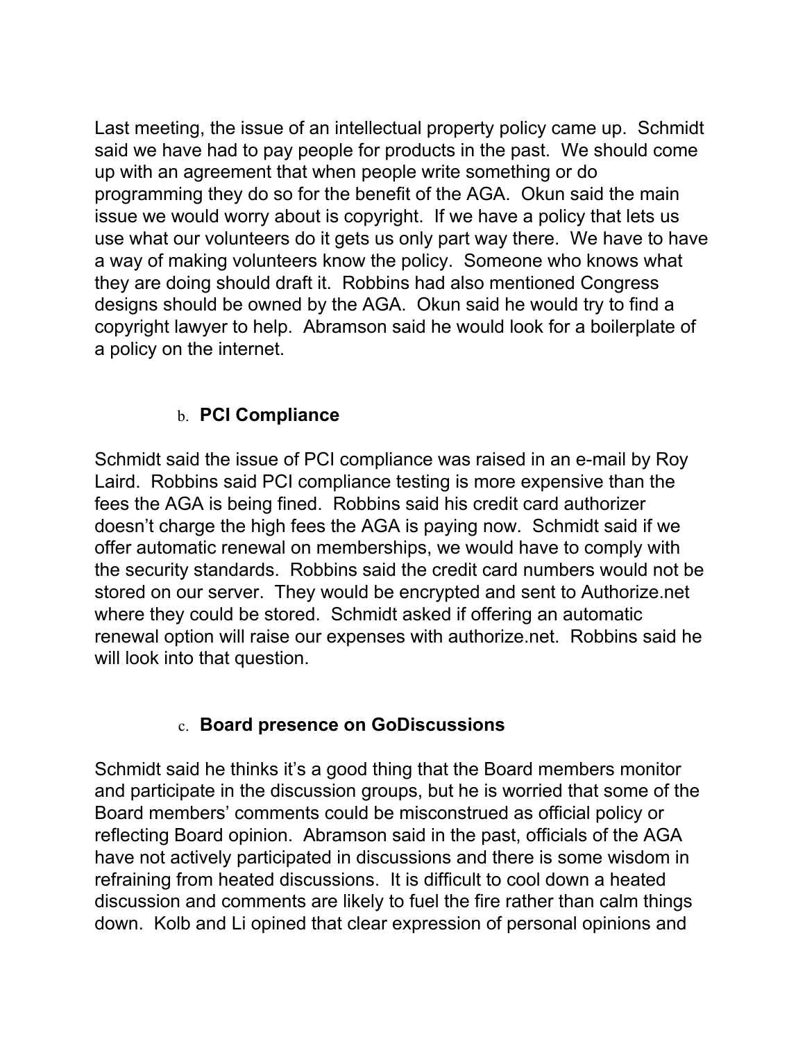Last meeting, the issue of an intellectual property policy came up. Schmidt said we have had to pay people for products in the past. We should come up with an agreement that when people write something or do programming they do so for the benefit of the AGA. Okun said the main issue we would worry about is copyright. If we have a policy that lets us use what our volunteers do it gets us only part way there. We have to have a way of making volunteers know the policy. Someone who knows what they are doing should draft it. Robbins had also mentioned Congress designs should be owned by the AGA. Okun said he would try to find a copyright lawyer to help. Abramson said he would look for a boilerplate of a policy on the internet.

b. **PCI Compliance**

Schmidt said the issue of PCI compliance was raised in an e-mail by Roy Laird. Robbins said PCI compliance testing is more expensive than the fees the AGA is being fined. Robbins said his credit card authorizer doesn't charge the high fees the AGA is paying now. Schmidt said if we offer automatic renewal on memberships, we would have to comply with the security standards. Robbins said the credit card numbers would not be stored on our server. They would be encrypted and sent to Authorize.net where they could be stored. Schmidt asked if offering an automatic renewal option will raise our expenses with authorize.net. Robbins said he will look into that question.

c. **Board presence on GoDiscussions**

Schmidt said he thinks it's a good thing that the Board members monitor and participate in the discussion groups, but he is worried that some of the Board members' comments could be misconstrued as official policy or reflecting Board opinion. Abramson said in the past, officials of the AGA have not actively participated in discussions and there is some wisdom in refraining from heated discussions. It is difficult to cool down a heated discussion and comments are likely to fuel the fire rather than calm things down. Kolb and Li opined that clear expression of personal opinions and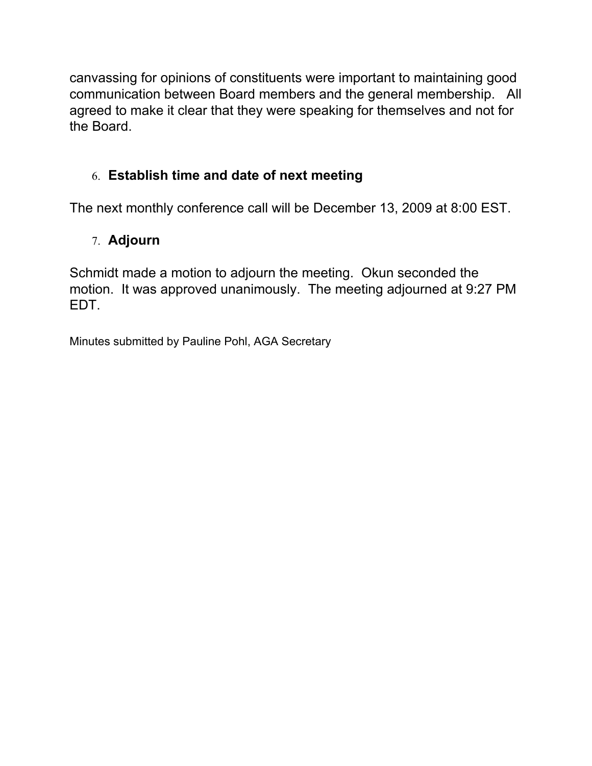canvassing for opinions of constituents were important to maintaining good communication between Board members and the general membership. All agreed to make it clear that they were speaking for themselves and not for the Board.

6. **Establish time and date of next meeting**

The next monthly conference call will be December 13, 2009 at 8:00 EST.

7. **Adjourn**

Schmidt made a motion to adjourn the meeting. Okun seconded the motion. It was approved unanimously. The meeting adjourned at 9:27 PM EDT.

Minutes submitted by Pauline Pohl, AGA Secretary